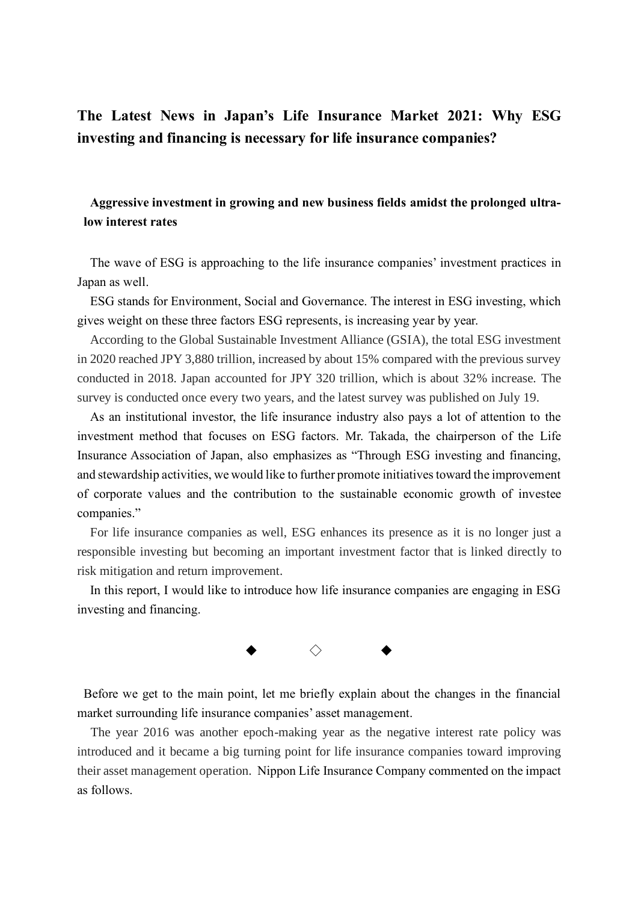# The Latest News in Japan's Life Insurance Market 2021: Why ESG investing and financing is necessary for life insurance companies?

## Aggressive investment in growing and new business fields amidst the prolonged ultra-low interest rates

The wave of ESG is approaching to the life insurance companies' investment practices in Japan as well.

ESG stands for Environment, Social and Governance. The interest in ESG investing, which gives weight on these three factors ESG represents, is increasing year by year.

According to the Global Sustainable Investment Alliance (GSIA), the total ESG investment in 2020 reached JPY 3,880 trillion, increased by about 15% compared with the previous survey conducted in 2018. Japan accounted for JPY 320 trillion, which is about 32% increase. The survey is conducted once every two years, and the latest survey was published on July 19.

As an institutional investor, the life insurance industry also pays a lot of attention to the investment method that focuses on ESG factors. Mr. Takada, the chairperson of the Life Insurance Association of Japan, also emphasizes as "Through ESG investing and financing, and stewardship activities, we would like to further promote initiatives toward the improvement of corporate values and the contribution to the sustainable economic growth of investee companies."

For life insurance companies as well, ESG enhances its presence as it is no longer just a responsible investing but becoming an important investment factor that is linked directly to risk mitigation and return improvement.

In this report, I would like to introduce how life insurance companies are engaging in ESG investing and financing.

◆ ◇ ◆

Before we get to the main point, let me briefly explain about the changes in the financial market surrounding life insurance companies' asset management.

The year 2016 was another epoch-making year as the negative interest rate policy was introduced and it became a big turning point for life insurance companies toward improving their asset management operation. Nippon Life Insurance Company commented on the impact as follows.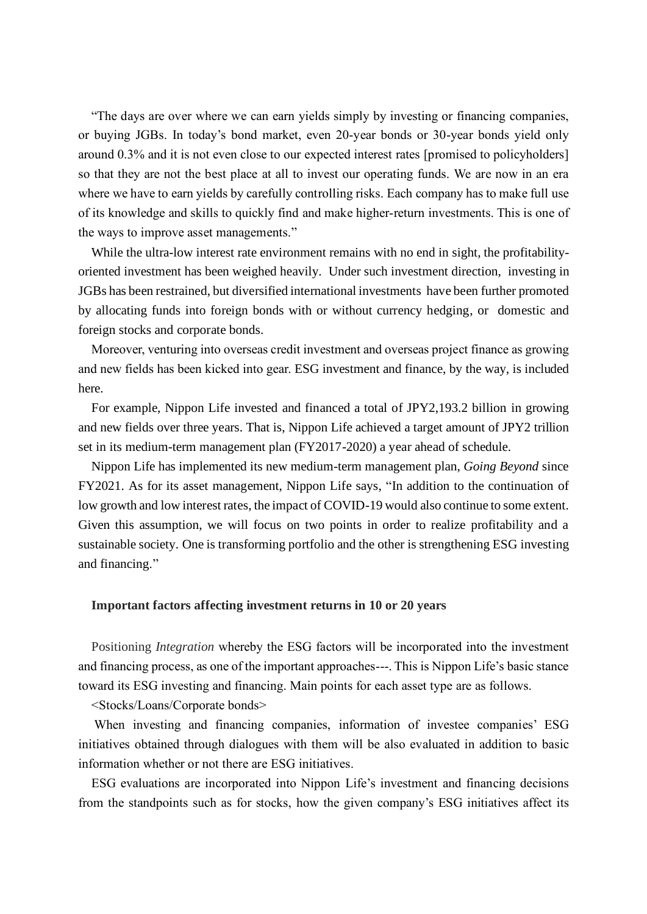"The days are over where we can earn yields simply by investing or financing companies, or buying JGBs. In today's bond market, even 20-year bonds or 30-year bonds yield only around 0.3% and it is not even close to our expected interest rates [promised to policyholders] so that they are not the best place at all to invest our operating funds. We are now in an era where we have to earn yields by carefully controlling risks. Each company has to make full use of its knowledge and skills to quickly find and make higher-return investments. This is one of the ways to improve asset managements."

While the ultra-low interest rate environment remains with no end in sight, the profitability-oriented investment has been weighed heavily. Under such investment direction, investing in JGBs has been restrained, but diversified international investments have been further promoted by allocating funds into foreign bonds with or without currency hedging, or domestic and foreign stocks and corporate bonds.

Moreover, venturing into overseas credit investment and overseas project finance as growing and new fields has been kicked into gear. ESG investment and finance, by the way, is included here.

For example, Nippon Life invested and financed a total of JPY2,193.2 billion in growing and new fields over three years. That is, Nippon Life achieved a target amount of JPY2 trillion set in its medium-term management plan (FY2017-2020) a year ahead of schedule.

Nippon Life has implemented its new medium-term management plan, *Going Beyond* since FY2021. As for its asset management, Nippon Life says, "In addition to the continuation of low growth and low interest rates, the impact of COVID-19 would also continue to some extent. Given this assumption, we will focus on two points in order to realize profitability and a sustainable society. One is transforming portfolio and the other is strengthening ESG investing and financing."

**Important factors affecting investment returns in 10 or 20 years**

Positioning *Integration* whereby the ESG factors will be incorporated into the investment and financing process, as one of the important approaches---. This is Nippon Life's basic stance toward its ESG investing and financing. Main points for each asset type are as follows.

<Stocks/Loans/Corporate bonds>

When investing and financing companies, information of investee companies' ESG initiatives obtained through dialogues with them will be also evaluated in addition to basic information whether or not there are ESG initiatives.

ESG evaluations are incorporated into Nippon Life's investment and financing decisions from the standpoints such as for stocks, how the given company's ESG initiatives affect its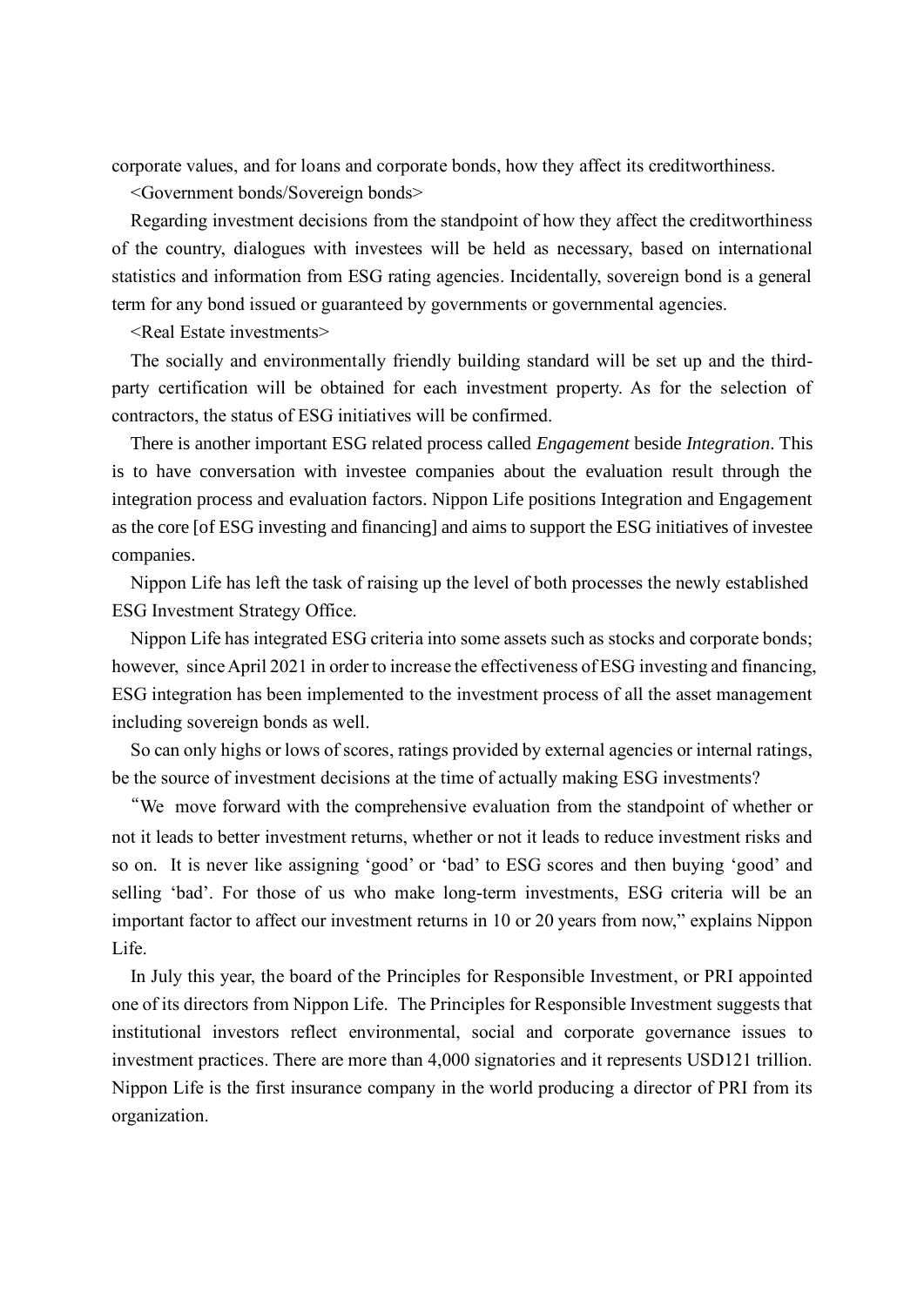corporate values, and for loans and corporate bonds, how they affect its creditworthiness.

<Government bonds/Sovereign bonds>

Regarding investment decisions from the standpoint of how they affect the creditworthiness of the country, dialogues with investees will be held as necessary, based on international statistics and information from ESG rating agencies. Incidentally, sovereign bond is a general term for any bond issued or guaranteed by governments or governmental agencies.

<Real Estate investments>

The socially and environmentally friendly building standard will be set up and the third-party certification will be obtained for each investment property. As for the selection of contractors, the status of ESG initiatives will be confirmed.

There is another important ESG related process called *Engagement* beside *Integration*. This is to have conversation with investee companies about the evaluation result through the integration process and evaluation factors. Nippon Life positions Integration and Engagement as the core [of ESG investing and financing] and aims to support the ESG initiatives of investee companies.

Nippon Life has left the task of raising up the level of both processes the newly established ESG Investment Strategy Office.

Nippon Life has integrated ESG criteria into some assets such as stocks and corporate bonds; however, since April 2021 in order to increase the effectiveness of ESG investing and financing, ESG integration has been implemented to the investment process of all the asset management including sovereign bonds as well.

So can only highs or lows of scores, ratings provided by external agencies or internal ratings, be the source of investment decisions at the time of actually making ESG investments?

"We move forward with the comprehensive evaluation from the standpoint of whether or not it leads to better investment returns, whether or not it leads to reduce investment risks and so on. It is never like assigning 'good' or 'bad' to ESG scores and then buying 'good' and selling 'bad'. For those of us who make long-term investments, ESG criteria will be an important factor to affect our investment returns in 10 or 20 years from now," explains Nippon Life.

In July this year, the board of the Principles for Responsible Investment, or PRI appointed one of its directors from Nippon Life. The Principles for Responsible Investment suggests that institutional investors reflect environmental, social and corporate governance issues to investment practices. There are more than 4,000 signatories and it represents USD121 trillion. Nippon Life is the first insurance company in the world producing a director of PRI from its organization.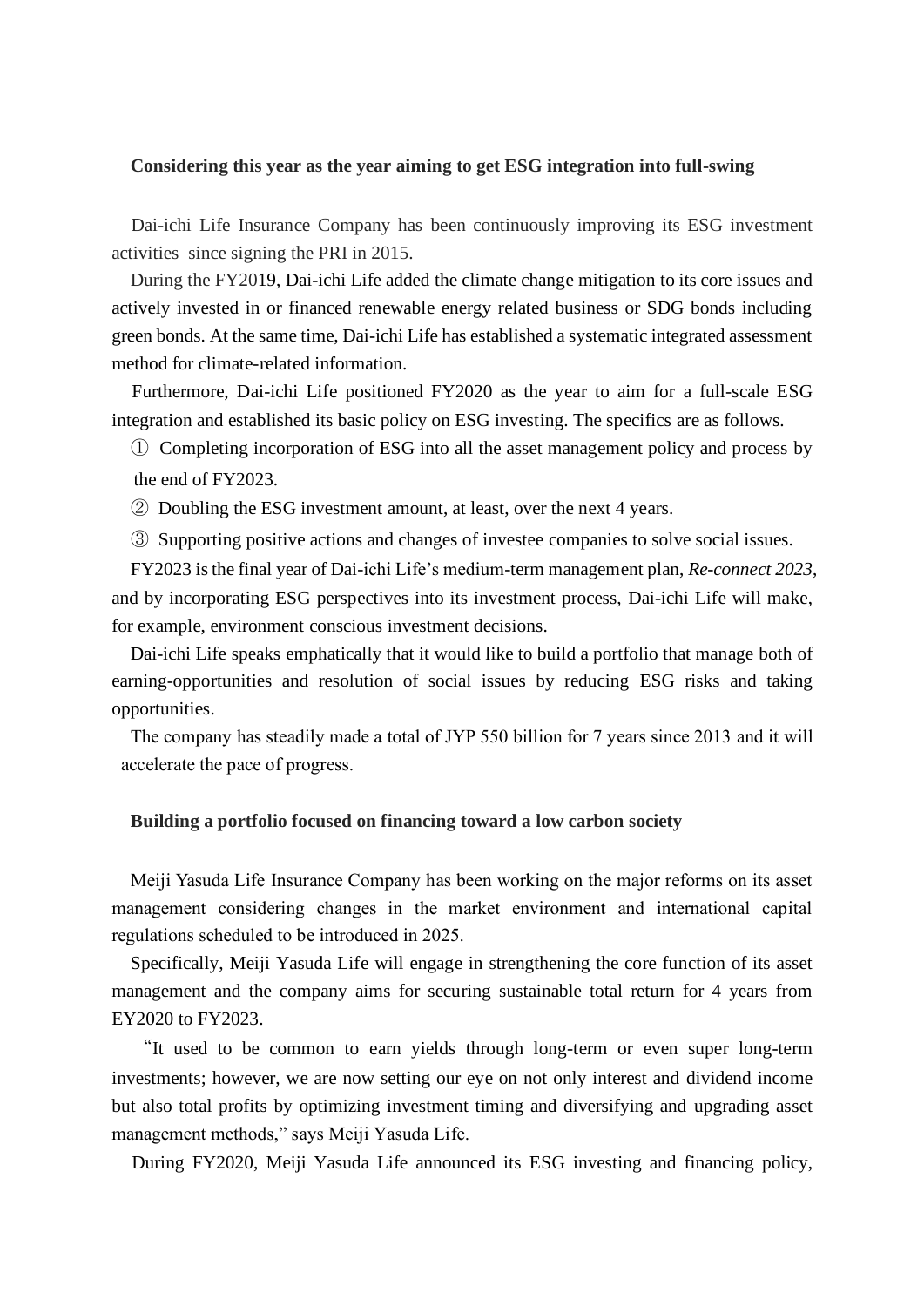**Considering this year as the year aiming to get ESG integration into full-swing**

Dai-ichi Life Insurance Company has been continuously improving its ESG investment activities since signing the PRI in 2015.

During the FY2019, Dai-ichi Life added the climate change mitigation to its core issues and actively invested in or financed renewable energy related business or SDG bonds including green bonds. At the same time, Dai-ichi Life has established a systematic integrated assessment method for climate-related information.

Furthermore, Dai-ichi Life positioned FY2020 as the year to aim for a full-scale ESG integration and established its basic policy on ESG investing. The specifics are as follows.

① Completing incorporation of ESG into all the asset management policy and process by the end of FY2023.

② Doubling the ESG investment amount, at least, over the next 4 years.

③ Supporting positive actions and changes of investee companies to solve social issues.

FY2023 is the final year of Dai-ichi Life's medium-term management plan, *Re-connect 2023*, and by incorporating ESG perspectives into its investment process, Dai-ichi Life will make, for example, environment conscious investment decisions.

Dai-ichi Life speaks emphatically that it would like to build a portfolio that manage both of earning-opportunities and resolution of social issues by reducing ESG risks and taking opportunities.

The company has steadily made a total of JYP 550 billion for 7 years since 2013 and it will accelerate the pace of progress.

**Building a portfolio focused on financing toward a low carbon society**

Meiji Yasuda Life Insurance Company has been working on the major reforms on its asset management considering changes in the market environment and international capital regulations scheduled to be introduced in 2025.

Specifically, Meiji Yasuda Life will engage in strengthening the core function of its asset management and the company aims for securing sustainable total return for 4 years from EY2020 to FY2023.

"It used to be common to earn yields through long-term or even super long-term investments; however, we are now setting our eye on not only interest and dividend income but also total profits by optimizing investment timing and diversifying and upgrading asset management methods," says Meiji Yasuda Life.

During FY2020, Meiji Yasuda Life announced its ESG investing and financing policy,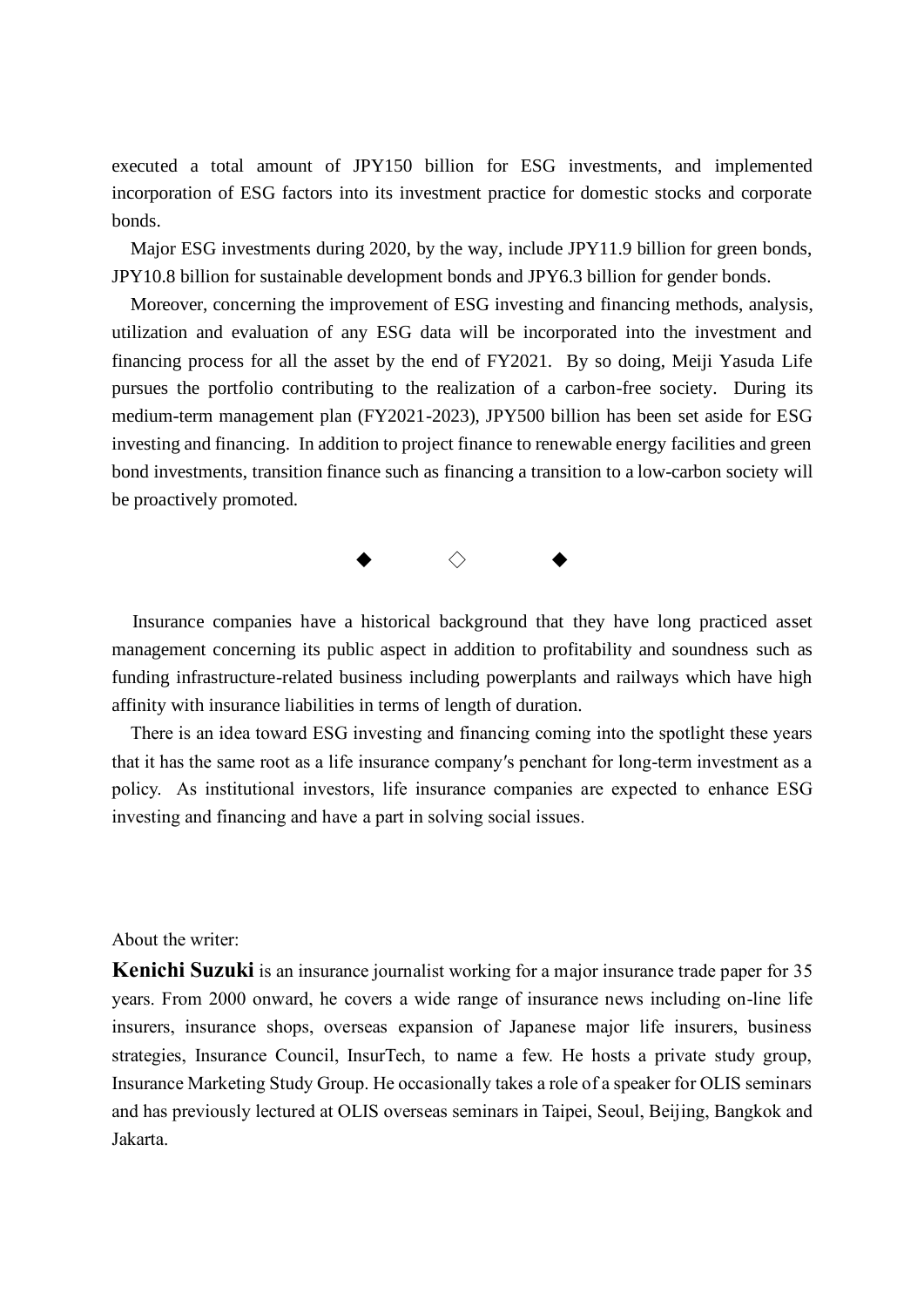executed a total amount of JPY150 billion for ESG investments, and implemented incorporation of ESG factors into its investment practice for domestic stocks and corporate bonds.

Major ESG investments during 2020, by the way, include JPY11.9 billion for green bonds, JPY10.8 billion for sustainable development bonds and JPY6.3 billion for gender bonds.

Moreover, concerning the improvement of ESG investing and financing methods, analysis, utilization and evaluation of any ESG data will be incorporated into the investment and financing process for all the asset by the end of FY2021. By so doing, Meiji Yasuda Life pursues the portfolio contributing to the realization of a carbon-free society. During its medium-term management plan (FY2021-2023), JPY500 billion has been set aside for ESG investing and financing. In addition to project finance to renewable energy facilities and green bond investments, transition finance such as financing a transition to a low-carbon society will be proactively promoted.

◆ ◇ ◆

Insurance companies have a historical background that they have long practiced asset management concerning its public aspect in addition to profitability and soundness such as funding infrastructure-related business including powerplants and railways which have high affinity with insurance liabilities in terms of length of duration.

There is an idea toward ESG investing and financing coming into the spotlight these years that it has the same root as a life insurance company′s penchant for long-term investment as a policy. As institutional investors, life insurance companies are expected to enhance ESG investing and financing and have a part in solving social issues.

About the writer:

**Kenichi Suzuki** is an insurance journalist working for a major insurance trade paper for 35 years. From 2000 onward, he covers a wide range of insurance news including on-line life insurers, insurance shops, overseas expansion of Japanese major life insurers, business strategies, Insurance Council, InsurTech, to name a few. He hosts a private study group, Insurance Marketing Study Group. He occasionally takes a role of a speaker for OLIS seminars and has previously lectured at OLIS overseas seminars in Taipei, Seoul, Beijing, Bangkok and Jakarta.